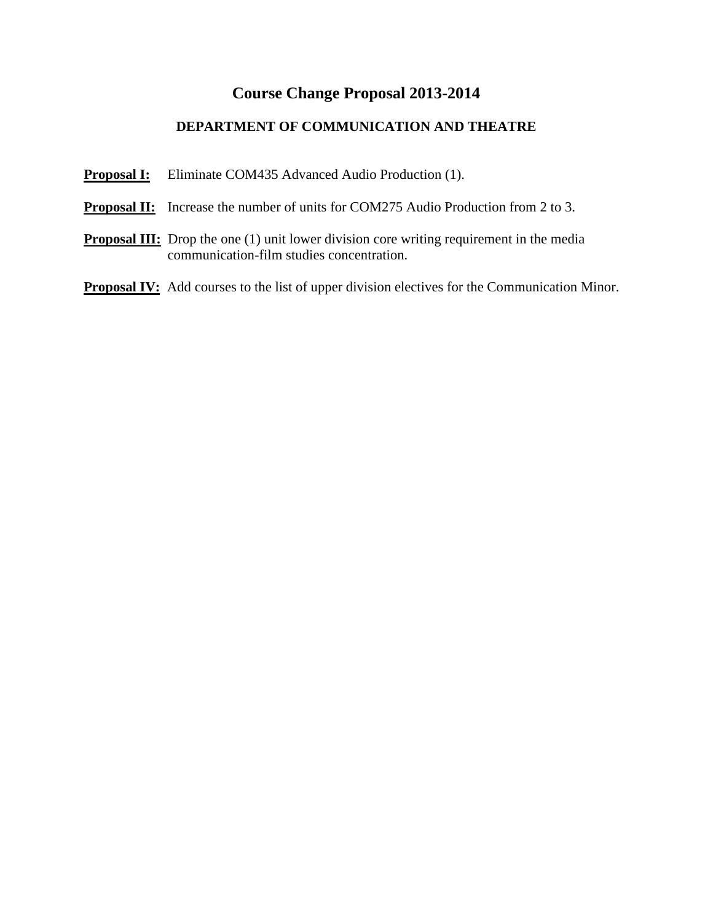# Course Change Proposal 2013-2014

## DEPARTMENT OF COMMUNICATION AND THEATRE

**Proposal I:** Eliminate COM435 Advanced Audio Production (1).

**Proposal II:** Increase the number of units for COM275 Audio Production from 2 to 3.

**Proposal III:** Drop the one (1) unit lower division core writing requirement in the media communication-film studies concentration.

**Proposal IV:** Add courses to the list of upper division electives for the Communication Minor.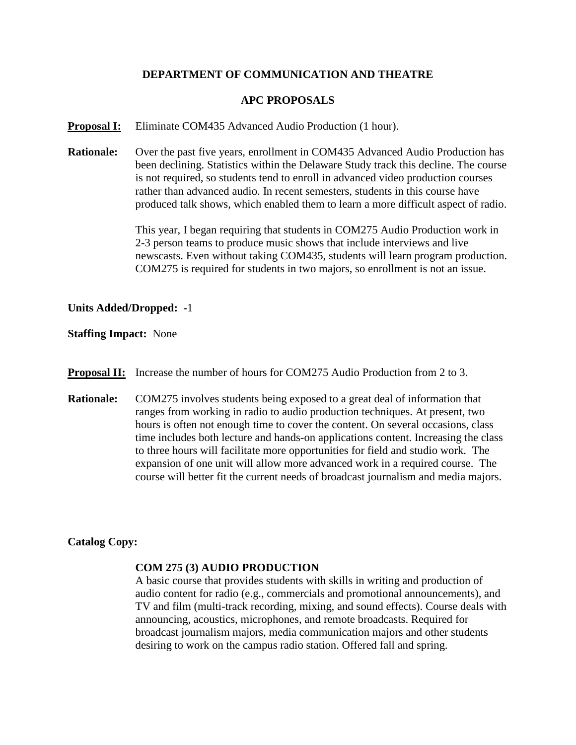**DEPARTMENT OF COMMUNICATION AND THEATRE**

**APC PROPOSALS**

**Proposal I:** Eliminate COM435 Advanced Audio Production (1 hour).

**Rationale:** Over the past five years, enrollment in COM435 Advanced Audio Production has been declining. Statistics within the Delaware Study track this decline. The course is not required, so students tend to enroll in advanced video production courses rather than advanced audio. In recent semesters, students in this course have produced talk shows, which enabled them to learn a more difficult aspect of radio.

This year, I began requiring that students in COM275 Audio Production work in 2-3 person teams to produce music shows that include interviews and live newscasts. Even without taking COM435, students will learn program production. COM275 is required for students in two majors, so enrollment is not an issue.

**Units Added/Dropped:** -1

**Staffing Impact:** None

**Proposal II:** Increase the number of hours for COM275 Audio Production from 2 to 3.

**Rationale:** COM275 involves students being exposed to a great deal of information that ranges from working in radio to audio production techniques. At present, two hours is often not enough time to cover the content. On several occasions, class time includes both lecture and hands-on applications content. Increasing the class to three hours will facilitate more opportunities for field and studio work. The expansion of one unit will allow more advanced work in a required course. The course will better fit the current needs of broadcast journalism and media majors.

**Catalog Copy:**

**COM 275 (3) AUDIO PRODUCTION**
A basic course that provides students with skills in writing and production of audio content for radio (e.g., commercials and promotional announcements), and TV and film (multi-track recording, mixing, and sound effects). Course deals with announcing, acoustics, microphones, and remote broadcasts. Required for broadcast journalism majors, media communication majors and other students desiring to work on the campus radio station. Offered fall and spring.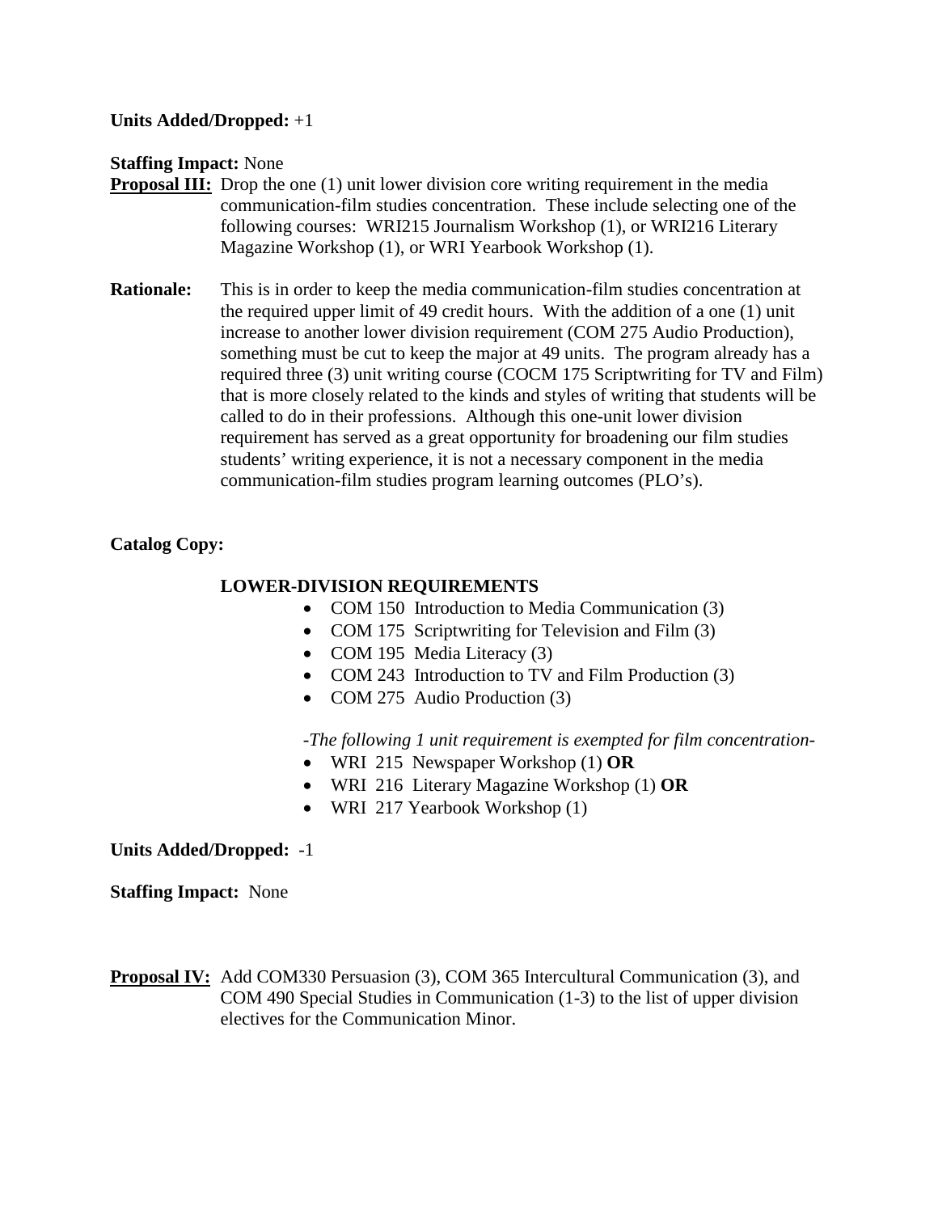**Units Added/Dropped:** +1

**Staffing Impact:** None

**Proposal III:** Drop the one (1) unit lower division core writing requirement in the media communication-film studies concentration. These include selecting one of the following courses: WRI215 Journalism Workshop (1), or WRI216 Literary Magazine Workshop (1), or WRI Yearbook Workshop (1).

**Rationale:** This is in order to keep the media communication-film studies concentration at the required upper limit of 49 credit hours. With the addition of a one (1) unit increase to another lower division requirement (COM 275 Audio Production), something must be cut to keep the major at 49 units. The program already has a required three (3) unit writing course (COCM 175 Scriptwriting for TV and Film) that is more closely related to the kinds and styles of writing that students will be called to do in their professions. Although this one-unit lower division requirement has served as a great opportunity for broadening our film studies students' writing experience, it is not a necessary component in the media communication-film studies program learning outcomes (PLO's).

**Catalog Copy:**

**LOWER-DIVISION REQUIREMENTS**

- COM 150 Introduction to Media Communication (3)
- COM 175 Scriptwriting for Television and Film (3)
- COM 195 Media Literacy (3)
- COM 243 Introduction to TV and Film Production (3)
- COM 275 Audio Production (3)

*-The following 1 unit requirement is exempted for film concentration-*

- WRI 215 Newspaper Workshop (1) **OR**
- WRI 216 Literary Magazine Workshop (1) **OR**
- WRI 217 Yearbook Workshop (1)

**Units Added/Dropped:** -1

**Staffing Impact:** None

**Proposal IV:** Add COM330 Persuasion (3), COM 365 Intercultural Communication (3), and COM 490 Special Studies in Communication (1-3) to the list of upper division electives for the Communication Minor.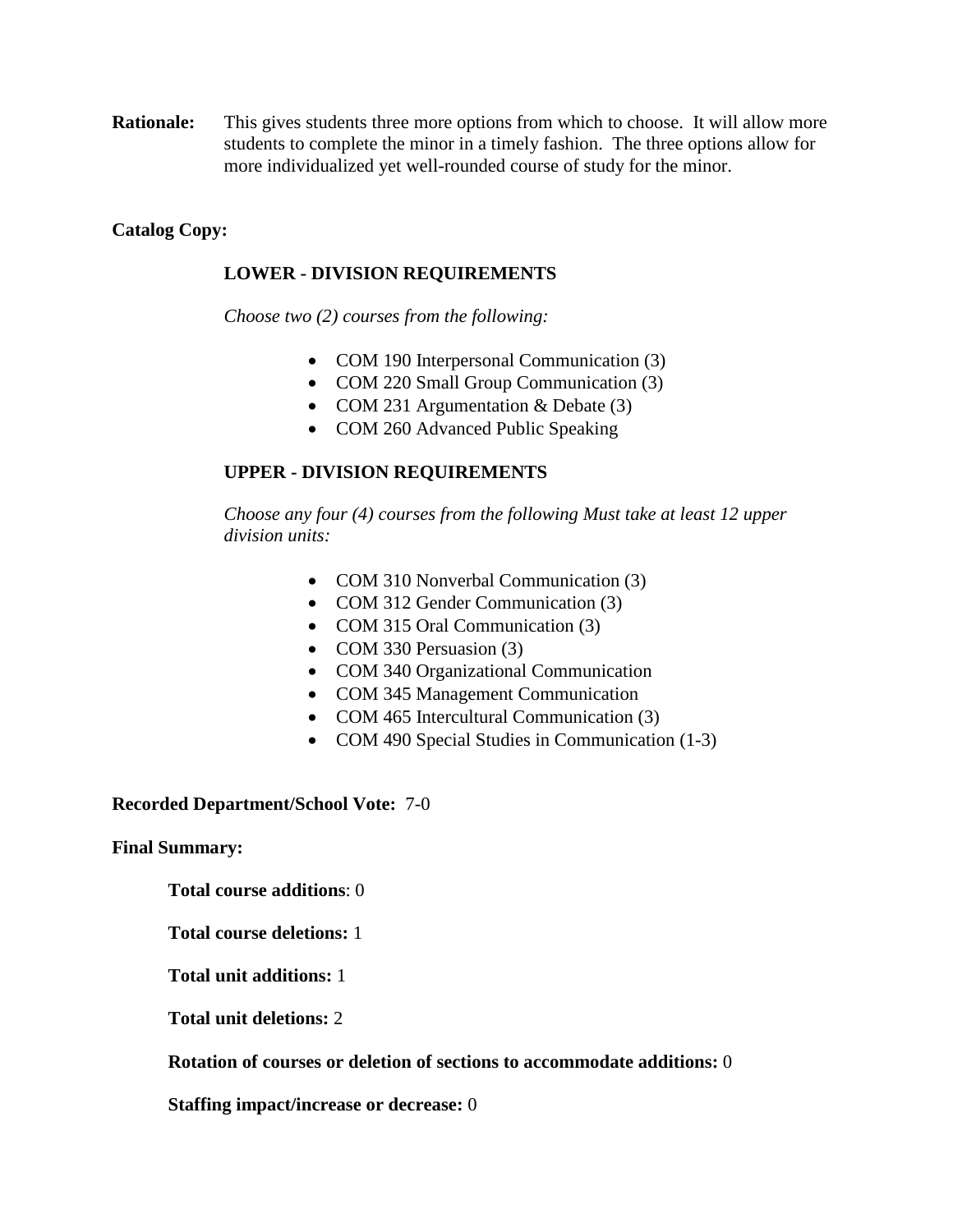**Rationale:** This gives students three more options from which to choose. It will allow more students to complete the minor in a timely fashion. The three options allow for more individualized yet well-rounded course of study for the minor.

**Catalog Copy:**

**LOWER - DIVISION REQUIREMENTS**

*Choose two (2) courses from the following:*

- COM 190 Interpersonal Communication (3)
- COM 220 Small Group Communication (3)
- COM 231 Argumentation & Debate (3)
- COM 260 Advanced Public Speaking

**UPPER - DIVISION REQUIREMENTS**

*Choose any four (4) courses from the following Must take at least 12 upper division units:*

- COM 310 Nonverbal Communication (3)
- COM 312 Gender Communication (3)
- COM 315 Oral Communication (3)
- COM 330 Persuasion (3)
- COM 340 Organizational Communication
- COM 345 Management Communication
- COM 465 Intercultural Communication (3)
- COM 490 Special Studies in Communication (1-3)

**Recorded Department/School Vote:** 7-0

**Final Summary:**

**Total course additions**: 0

**Total course deletions:** 1

**Total unit additions:** 1

**Total unit deletions:** 2

**Rotation of courses or deletion of sections to accommodate additions:** 0

**Staffing impact/increase or decrease:** 0